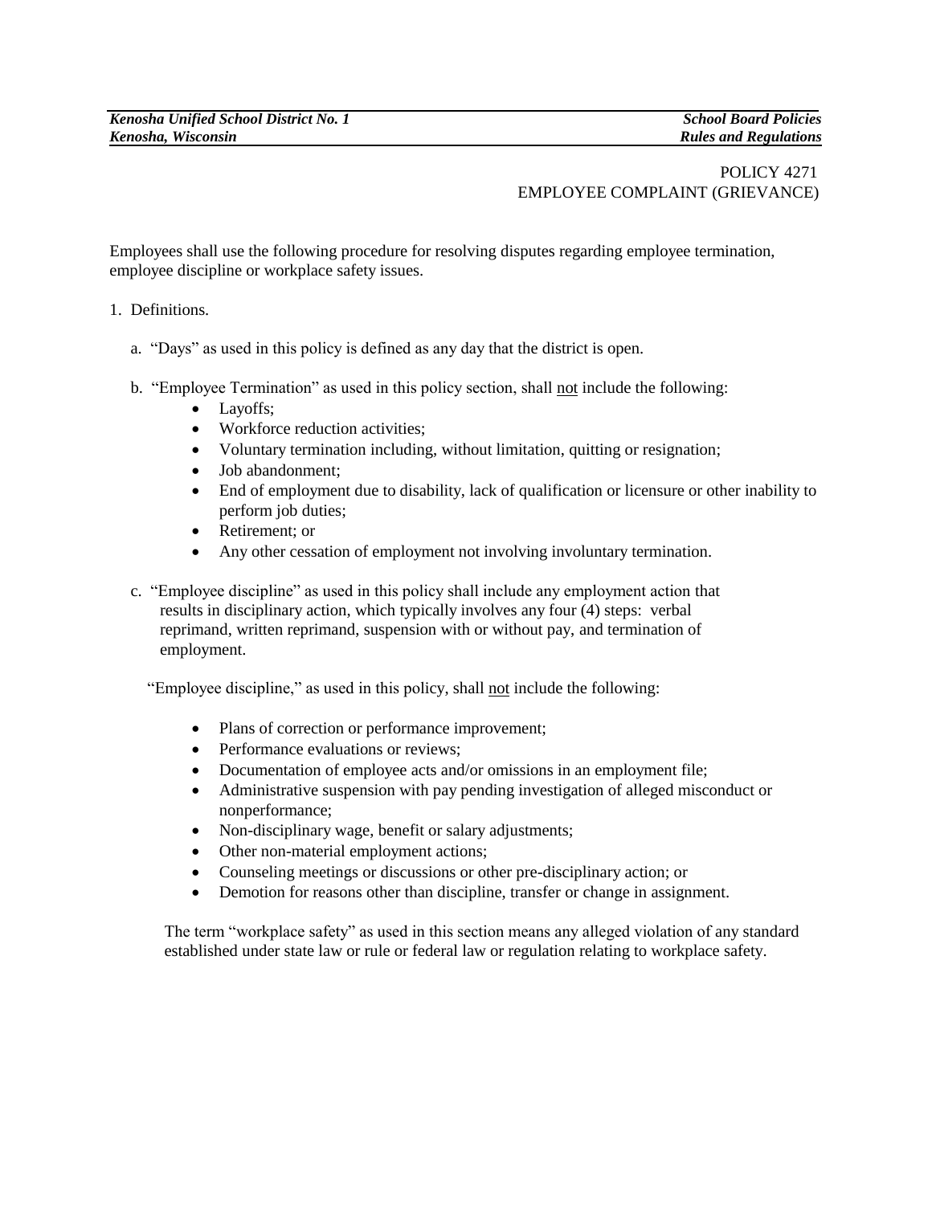*Kenosha Unified School District No. 1* | *School Board Policies*
*Kenosha, Wisconsin* | *Rules and Regulations*

POLICY 4271
EMPLOYEE COMPLAINT (GRIEVANCE)

Employees shall use the following procedure for resolving disputes regarding employee termination, employee discipline or workplace safety issues.

1. Definitions.

   a. "Days" as used in this policy is defined as any day that the district is open.

   b. "Employee Termination" as used in this policy section, shall <u>not</u> include the following:
      - Layoffs;
      - Workforce reduction activities;
      - Voluntary termination including, without limitation, quitting or resignation;
      - Job abandonment;
      - End of employment due to disability, lack of qualification or licensure or other inability to perform job duties;
      - Retirement; or
      - Any other cessation of employment not involving involuntary termination.

   c. "Employee discipline" as used in this policy shall include any employment action that results in disciplinary action, which typically involves any four (4) steps: verbal reprimand, written reprimand, suspension with or without pay, and termination of employment.

   "Employee discipline," as used in this policy, shall <u>not</u> include the following:

      - Plans of correction or performance improvement;
      - Performance evaluations or reviews;
      - Documentation of employee acts and/or omissions in an employment file;
      - Administrative suspension with pay pending investigation of alleged misconduct or nonperformance;
      - Non-disciplinary wage, benefit or salary adjustments;
      - Other non-material employment actions;
      - Counseling meetings or discussions or other pre-disciplinary action; or
      - Demotion for reasons other than discipline, transfer or change in assignment.

   The term "workplace safety" as used in this section means any alleged violation of any standard established under state law or rule or federal law or regulation relating to workplace safety.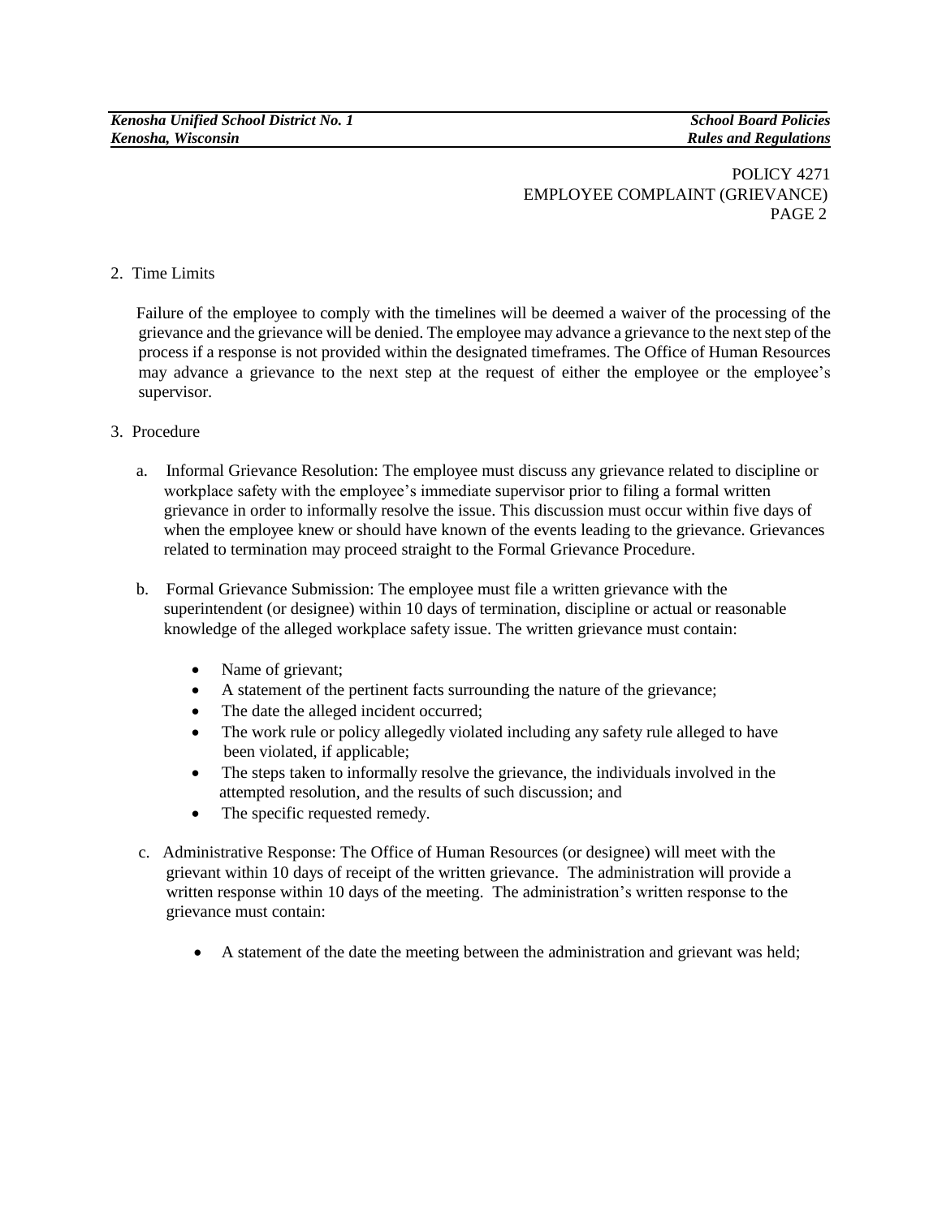2. Time Limits

Failure of the employee to comply with the timelines will be deemed a waiver of the processing of the grievance and the grievance will be denied. The employee may advance a grievance to the next step of the process if a response is not provided within the designated timeframes. The Office of Human Resources may advance a grievance to the next step at the request of either the employee or the employee's supervisor.

3. Procedure

   a. Informal Grievance Resolution: The employee must discuss any grievance related to discipline or workplace safety with the employee's immediate supervisor prior to filing a formal written grievance in order to informally resolve the issue. This discussion must occur within five days of when the employee knew or should have known of the events leading to the grievance. Grievances related to termination may proceed straight to the Formal Grievance Procedure.

   b. Formal Grievance Submission: The employee must file a written grievance with the superintendent (or designee) within 10 days of termination, discipline or actual or reasonable knowledge of the alleged workplace safety issue. The written grievance must contain:

      - Name of grievant;
      - A statement of the pertinent facts surrounding the nature of the grievance;
      - The date the alleged incident occurred;
      - The work rule or policy allegedly violated including any safety rule alleged to have been violated, if applicable;
      - The steps taken to informally resolve the grievance, the individuals involved in the attempted resolution, and the results of such discussion; and
      - The specific requested remedy.

   c. Administrative Response: The Office of Human Resources (or designee) will meet with the grievant within 10 days of receipt of the written grievance. The administration will provide a written response within 10 days of the meeting. The administration's written response to the grievance must contain:

      - A statement of the date the meeting between the administration and grievant was held;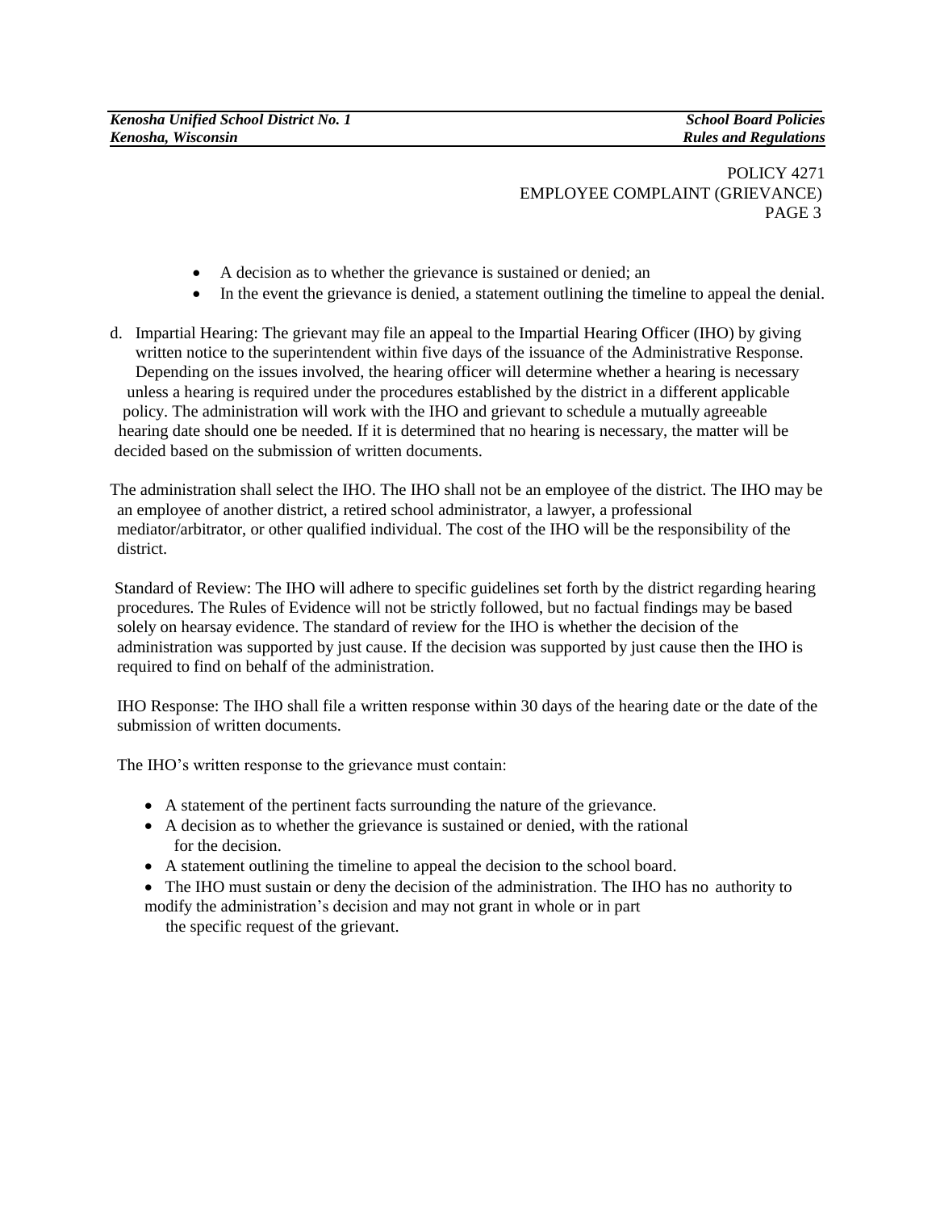- A decision as to whether the grievance is sustained or denied; an
- In the event the grievance is denied, a statement outlining the timeline to appeal the denial.

d. Impartial Hearing: The grievant may file an appeal to the Impartial Hearing Officer (IHO) by giving written notice to the superintendent within five days of the issuance of the Administrative Response. Depending on the issues involved, the hearing officer will determine whether a hearing is necessary unless a hearing is required under the procedures established by the district in a different applicable policy. The administration will work with the IHO and grievant to schedule a mutually agreeable hearing date should one be needed. If it is determined that no hearing is necessary, the matter will be decided based on the submission of written documents.

The administration shall select the IHO. The IHO shall not be an employee of the district. The IHO may be an employee of another district, a retired school administrator, a lawyer, a professional mediator/arbitrator, or other qualified individual. The cost of the IHO will be the responsibility of the district.

Standard of Review: The IHO will adhere to specific guidelines set forth by the district regarding hearing procedures. The Rules of Evidence will not be strictly followed, but no factual findings may be based solely on hearsay evidence. The standard of review for the IHO is whether the decision of the administration was supported by just cause. If the decision was supported by just cause then the IHO is required to find on behalf of the administration.

IHO Response: The IHO shall file a written response within 30 days of the hearing date or the date of the submission of written documents.

The IHO's written response to the grievance must contain:

- A statement of the pertinent facts surrounding the nature of the grievance.
- A decision as to whether the grievance is sustained or denied, with the rational for the decision.
- A statement outlining the timeline to appeal the decision to the school board.
- The IHO must sustain or deny the decision of the administration. The IHO has no authority to modify the administration's decision and may not grant in whole or in part the specific request of the grievant.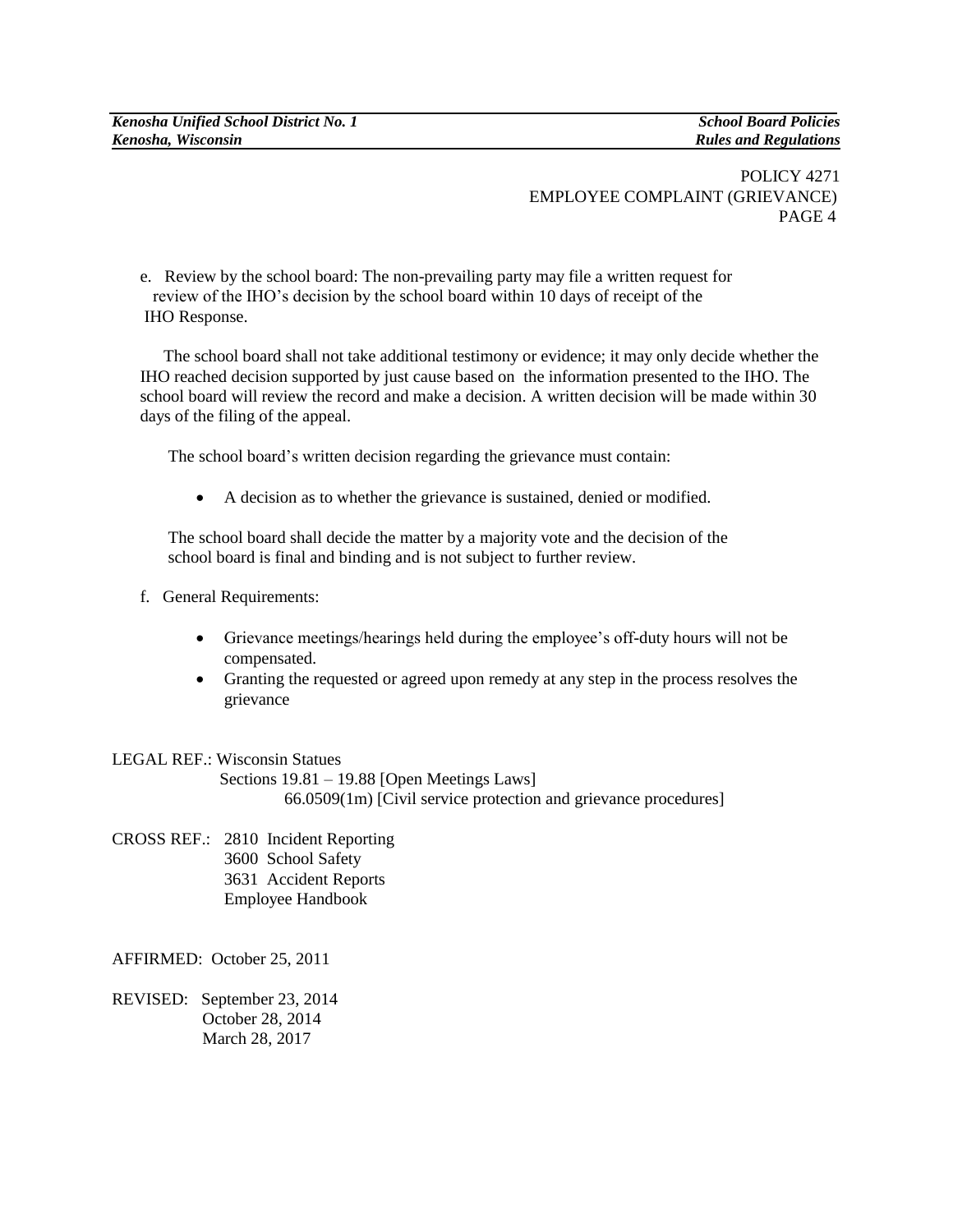POLICY 4271
EMPLOYEE COMPLAINT (GRIEVANCE)

e. Review by the school board: The non-prevailing party may file a written request for review of the IHO's decision by the school board within 10 days of receipt of the IHO Response.

The school board shall not take additional testimony or evidence; it may only decide whether the IHO reached decision supported by just cause based on the information presented to the IHO. The school board will review the record and make a decision. A written decision will be made within 30 days of the filing of the appeal.

The school board's written decision regarding the grievance must contain:

- A decision as to whether the grievance is sustained, denied or modified.

The school board shall decide the matter by a majority vote and the decision of the school board is final and binding and is not subject to further review.

f. General Requirements:

- Grievance meetings/hearings held during the employee's off-duty hours will not be compensated.
- Granting the requested or agreed upon remedy at any step in the process resolves the grievance

LEGAL REF.: Wisconsin Statues
Sections 19.81 – 19.88 [Open Meetings Laws]
66.0509(1m) [Civil service protection and grievance procedures]

CROSS REF.: 2810 Incident Reporting
3600 School Safety
3631 Accident Reports
Employee Handbook

AFFIRMED: October 25, 2011

REVISED: September 23, 2014
October 28, 2014
March 28, 2017